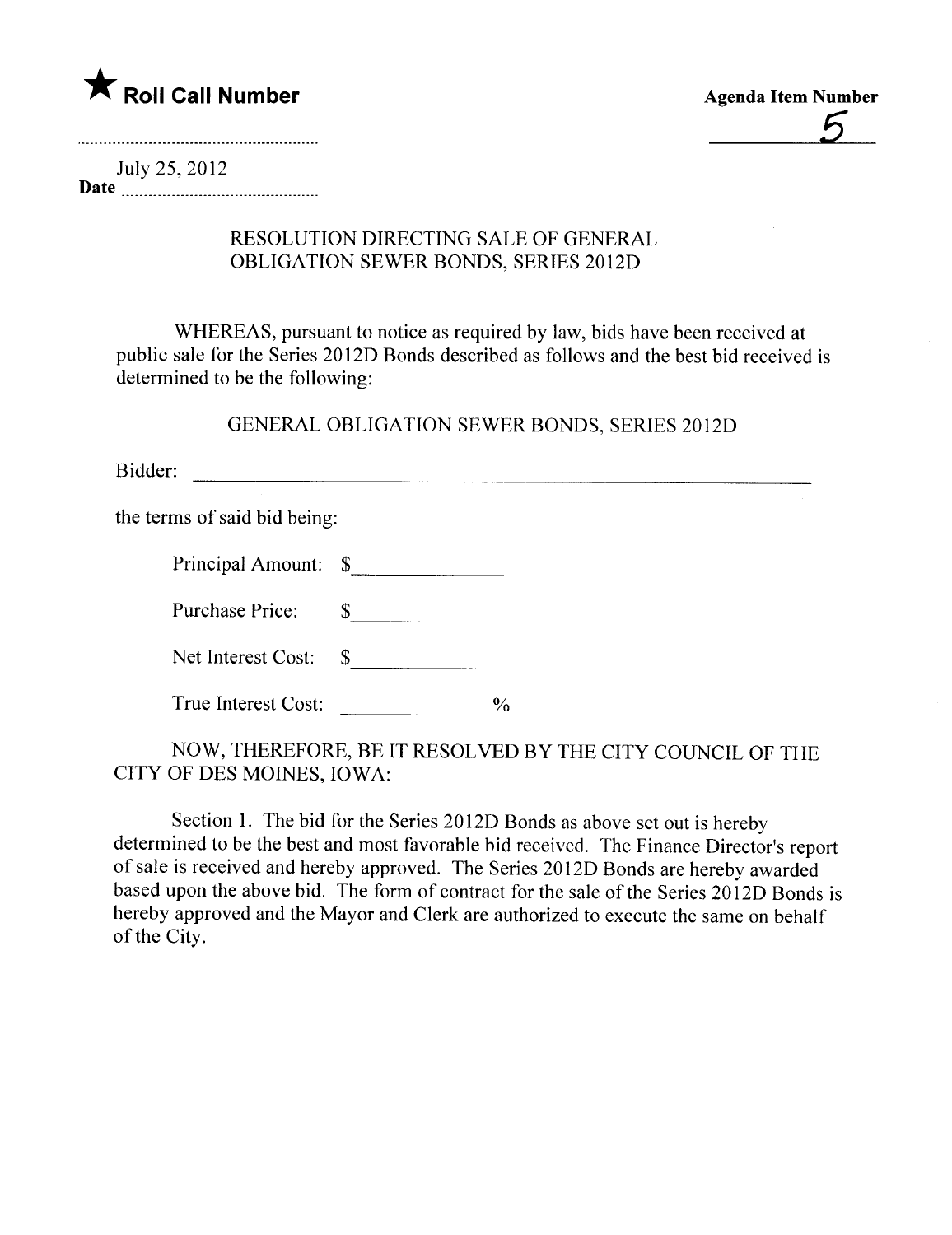★ **Roll Call Number**

**Agenda Item Number**

5

July 25, 2012

**Date** ..............................

RESOLUTION DIRECTING SALE OF GENERAL OBLIGATION SEWER BONDS, SERIES 2012D

WHEREAS, pursuant to notice as required by law, bids have been received at public sale for the Series 2012D Bonds described as follows and the best bid received is determined to be the following:

GENERAL OBLIGATION SEWER BONDS, SERIES 2012D

Bidder: ______________________________________________

the terms of said bid being:

Principal Amount: $______________

Purchase Price: $______________

Net Interest Cost: $______________

True Interest Cost: ______________%

NOW, THEREFORE, BE IT RESOLVED BY THE CITY COUNCIL OF THE CITY OF DES MOINES, IOWA:

Section 1. The bid for the Series 2012D Bonds as above set out is hereby determined to be the best and most favorable bid received. The Finance Director's report of sale is received and hereby approved. The Series 2012D Bonds are hereby awarded based upon the above bid. The form of contract for the sale of the Series 2012D Bonds is hereby approved and the Mayor and Clerk are authorized to execute the same on behalf of the City.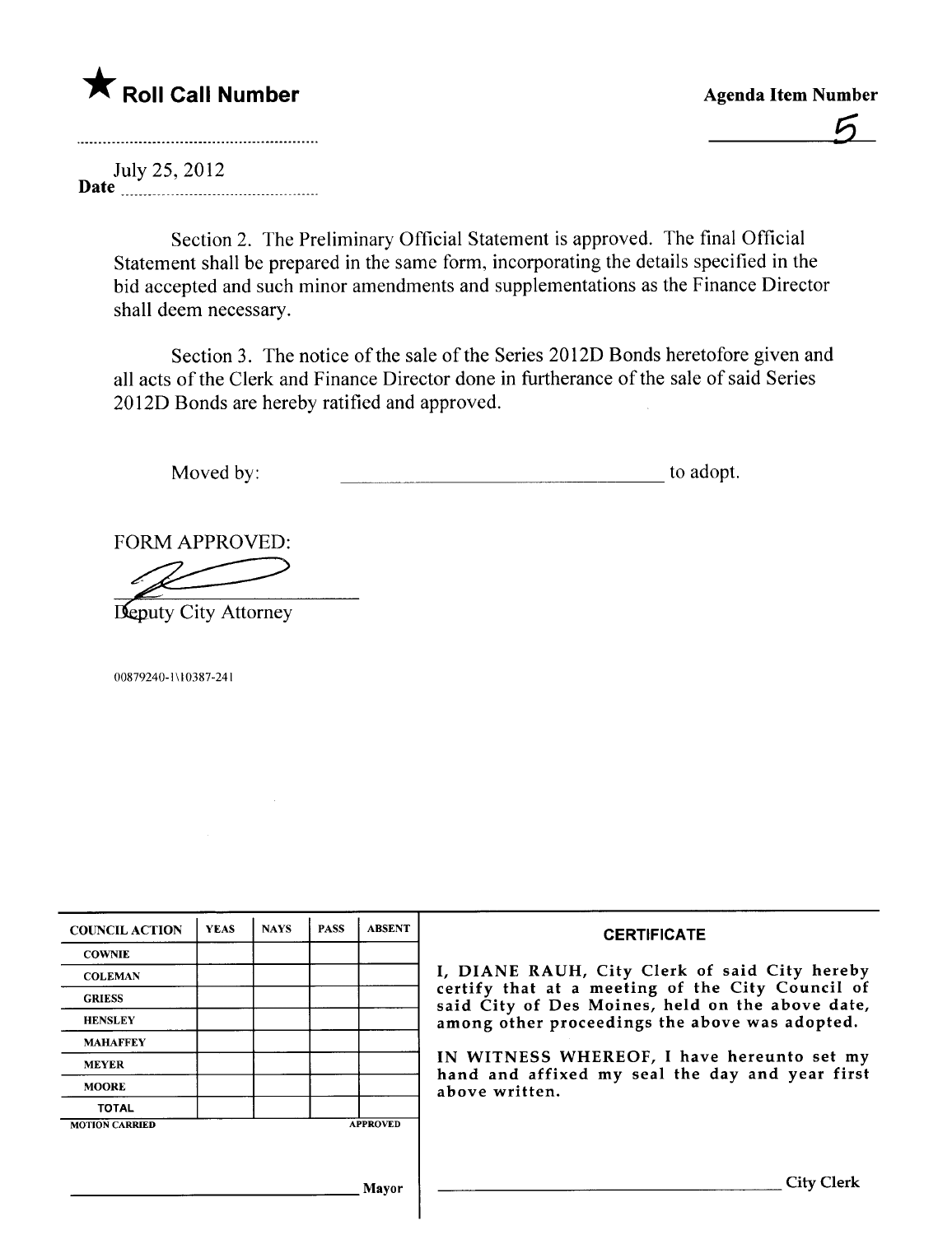★ **Roll Call Number**

**Agenda Item Number**

5

Date July 25, 2012

Section 2. The Preliminary Official Statement is approved. The final Official Statement shall be prepared in the same form, incorporating the details specified in the bid accepted and such minor amendments and supplementations as the Finance Director shall deem necessary.

Section 3. The notice of the sale of the Series 2012D Bonds heretofore given and all acts of the Clerk and Finance Director done in furtherance of the sale of said Series 2012D Bonds are hereby ratified and approved.

Moved by: ______________________________ to adopt.

FORM APPROVED:

Deputy City Attorney

00879240-1\10387-241

| COUNCIL ACTION | YEAS | NAYS | PASS | ABSENT |
|---|---|---|---|---|
| COWNIE | | | | |
| COLEMAN | | | | |
| GRIESS | | | | |
| HENSLEY | | | | |
| MAHAFFEY | | | | |
| MEYER | | | | |
| MOORE | | | | |
| TOTAL | | | | |
| MOTION CARRIED | | | | APPROVED |

______________________________ Mayor

**CERTIFICATE**

I, DIANE RAUH, City Clerk of said City hereby certify that at a meeting of the City Council of said City of Des Moines, held on the above date, among other proceedings the above was adopted.

IN WITNESS WHEREOF, I have hereunto set my hand and affixed my seal the day and year first above written.

______________________________ City Clerk